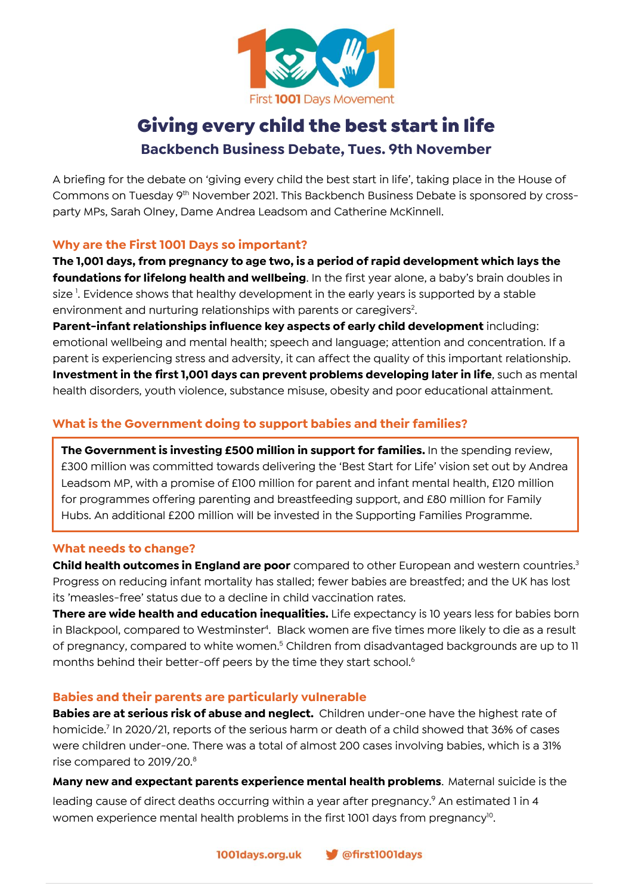First 1001 Days Movement

# Giving every child the best start in life

## Backbench Business Debate, Tues. 9th November

A briefing for the debate on 'giving every child the best start in life', taking place in the House of Commons on Tuesday 9th November 2021. This Backbench Business Debate is sponsored by cross-party MPs, Sarah Olney, Dame Andrea Leadsom and Catherine McKinnell.

### Why are the First 1001 Days so important?

**The 1,001 days, from pregnancy to age two, is a period of rapid development which lays the foundations for lifelong health and wellbeing**. In the first year alone, a baby's brain doubles in size [1]. Evidence shows that healthy development in the early years is supported by a stable environment and nurturing relationships with parents or caregivers[2].

**Parent-infant relationships influence key aspects of early child development** including: emotional wellbeing and mental health; speech and language; attention and concentration. If a parent is experiencing stress and adversity, it can affect the quality of this important relationship.

**Investment in the first 1,001 days can prevent problems developing later in life**, such as mental health disorders, youth violence, substance misuse, obesity and poor educational attainment.

### What is the Government doing to support babies and their families?

**The Government is investing £500 million in support for families.** In the spending review, £300 million was committed towards delivering the 'Best Start for Life' vision set out by Andrea Leadsom MP, with a promise of £100 million for parent and infant mental health, £120 million for programmes offering parenting and breastfeeding support, and £80 million for Family Hubs. An additional £200 million will be invested in the Supporting Families Programme.

### What needs to change?

**Child health outcomes in England are poor** compared to other European and western countries.[3] Progress on reducing infant mortality has stalled; fewer babies are breastfed; and the UK has lost its 'measles-free' status due to a decline in child vaccination rates.

**There are wide health and education inequalities.** Life expectancy is 10 years less for babies born in Blackpool, compared to Westminster[4]. Black women are five times more likely to die as a result of pregnancy, compared to white women.[5] Children from disadvantaged backgrounds are up to 11 months behind their better-off peers by the time they start school.[6]

### Babies and their parents are particularly vulnerable

**Babies are at serious risk of abuse and neglect.** Children under-one have the highest rate of homicide.[7] In 2020/21, reports of the serious harm or death of a child showed that 36% of cases were children under-one. There was a total of almost 200 cases involving babies, which is a 31% rise compared to 2019/20.[8]

**Many new and expectant parents experience mental health problems**. Maternal suicide is the leading cause of direct deaths occurring within a year after pregnancy.[9] An estimated 1 in 4 women experience mental health problems in the first 1001 days from pregnancy[10].

1001days.org.uk @first1001days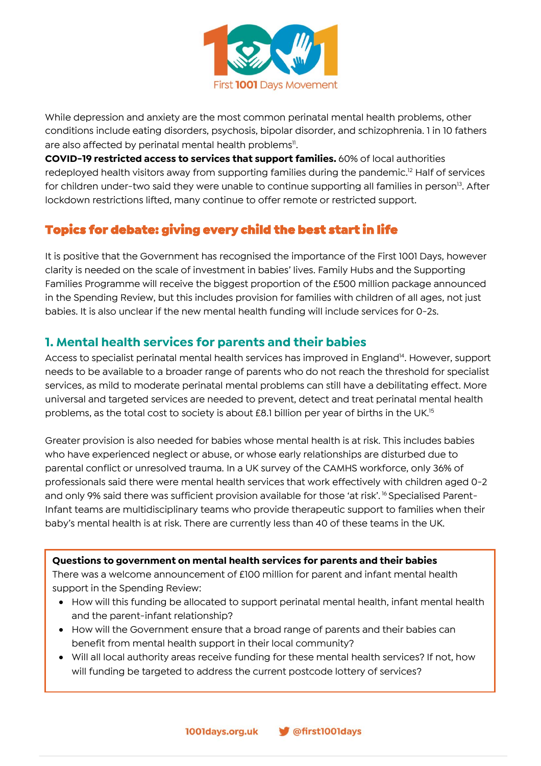While depression and anxiety are the most common perinatal mental health problems, other conditions include eating disorders, psychosis, bipolar disorder, and schizophrenia. 1 in 10 fathers are also affected by perinatal mental health problems[11].

**COVID-19 restricted access to services that support families.** 60% of local authorities redeployed health visitors away from supporting families during the pandemic.[12] Half of services for children under-two said they were unable to continue supporting all families in person[13]. After lockdown restrictions lifted, many continue to offer remote or restricted support.

## Topics for debate: giving every child the best start in life

It is positive that the Government has recognised the importance of the First 1001 Days, however clarity is needed on the scale of investment in babies' lives. Family Hubs and the Supporting Families Programme will receive the biggest proportion of the £500 million package announced in the Spending Review, but this includes provision for families with children of all ages, not just babies. It is also unclear if the new mental health funding will include services for 0-2s.

### 1. Mental health services for parents and their babies

Access to specialist perinatal mental health services has improved in England[14]. However, support needs to be available to a broader range of parents who do not reach the threshold for specialist services, as mild to moderate perinatal mental problems can still have a debilitating effect. More universal and targeted services are needed to prevent, detect and treat perinatal mental health problems, as the total cost to society is about £8.1 billion per year of births in the UK.[15]

Greater provision is also needed for babies whose mental health is at risk. This includes babies who have experienced neglect or abuse, or whose early relationships are disturbed due to parental conflict or unresolved trauma. In a UK survey of the CAMHS workforce, only 36% of professionals said there were mental health services that work effectively with children aged 0-2 and only 9% said there was sufficient provision available for those 'at risk'.[16] Specialised Parent-Infant teams are multidisciplinary teams who provide therapeutic support to families when their baby's mental health is at risk. There are currently less than 40 of these teams in the UK.

**Questions to government on mental health services for parents and their babies**

There was a welcome announcement of £100 million for parent and infant mental health support in the Spending Review:

- How will this funding be allocated to support perinatal mental health, infant mental health and the parent-infant relationship?
- How will the Government ensure that a broad range of parents and their babies can benefit from mental health support in their local community?
- Will all local authority areas receive funding for these mental health services? If not, how will funding be targeted to address the current postcode lottery of services?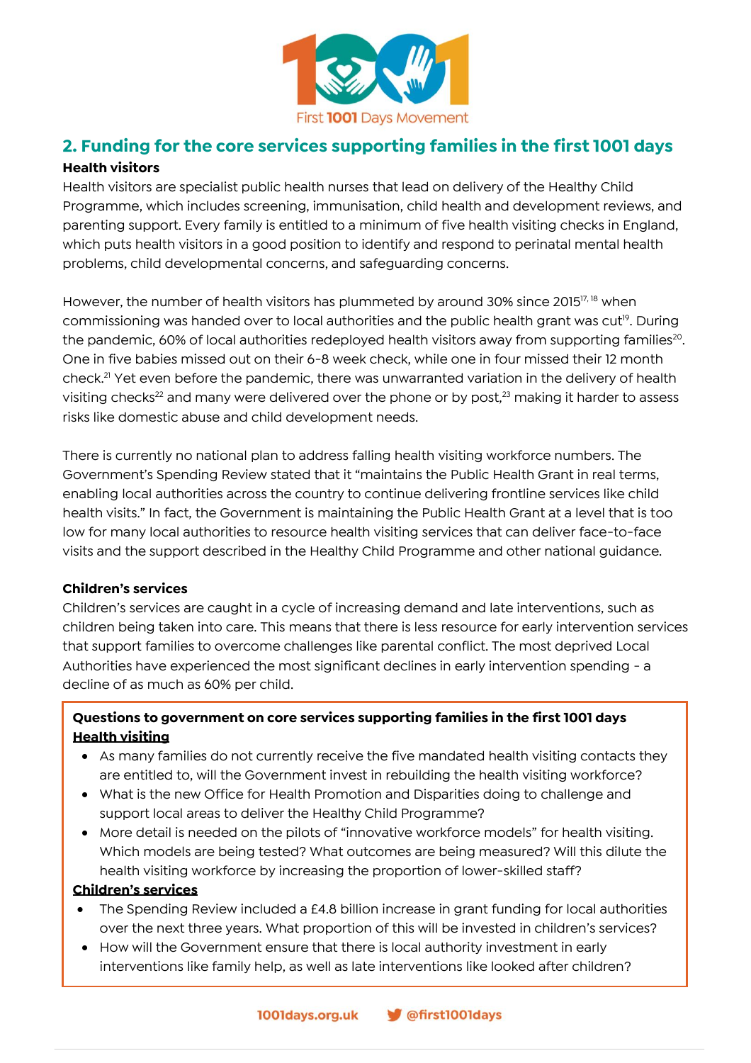## 2. Funding for the core services supporting families in the first 1001 days

**Health visitors**

Health visitors are specialist public health nurses that lead on delivery of the Healthy Child Programme, which includes screening, immunisation, child health and development reviews, and parenting support. Every family is entitled to a minimum of five health visiting checks in England, which puts health visitors in a good position to identify and respond to perinatal mental health problems, child developmental concerns, and safeguarding concerns.

However, the number of health visitors has plummeted by around 30% since 2015[17, 18] when commissioning was handed over to local authorities and the public health grant was cut[19]. During the pandemic, 60% of local authorities redeployed health visitors away from supporting families[20]. One in five babies missed out on their 6-8 week check, while one in four missed their 12 month check.[21] Yet even before the pandemic, there was unwarranted variation in the delivery of health visiting checks[22] and many were delivered over the phone or by post,[23] making it harder to assess risks like domestic abuse and child development needs.

There is currently no national plan to address falling health visiting workforce numbers. The Government's Spending Review stated that it "maintains the Public Health Grant in real terms, enabling local authorities across the country to continue delivering frontline services like child health visits." In fact, the Government is maintaining the Public Health Grant at a level that is too low for many local authorities to resource health visiting services that can deliver face-to-face visits and the support described in the Healthy Child Programme and other national guidance.

**Children's services**

Children's services are caught in a cycle of increasing demand and late interventions, such as children being taken into care. This means that there is less resource for early intervention services that support families to overcome challenges like parental conflict. The most deprived Local Authorities have experienced the most significant declines in early intervention spending - a decline of as much as 60% per child.

**Questions to government on core services supporting families in the first 1001 days**

**Health visiting**

- As many families do not currently receive the five mandated health visiting contacts they are entitled to, will the Government invest in rebuilding the health visiting workforce?
- What is the new Office for Health Promotion and Disparities doing to challenge and support local areas to deliver the Healthy Child Programme?
- More detail is needed on the pilots of "innovative workforce models" for health visiting. Which models are being tested? What outcomes are being measured? Will this dilute the health visiting workforce by increasing the proportion of lower-skilled staff?

**Children's services**

- The Spending Review included a £4.8 billion increase in grant funding for local authorities over the next three years. What proportion of this will be invested in children's services?
- How will the Government ensure that there is local authority investment in early interventions like family help, as well as late interventions like looked after children?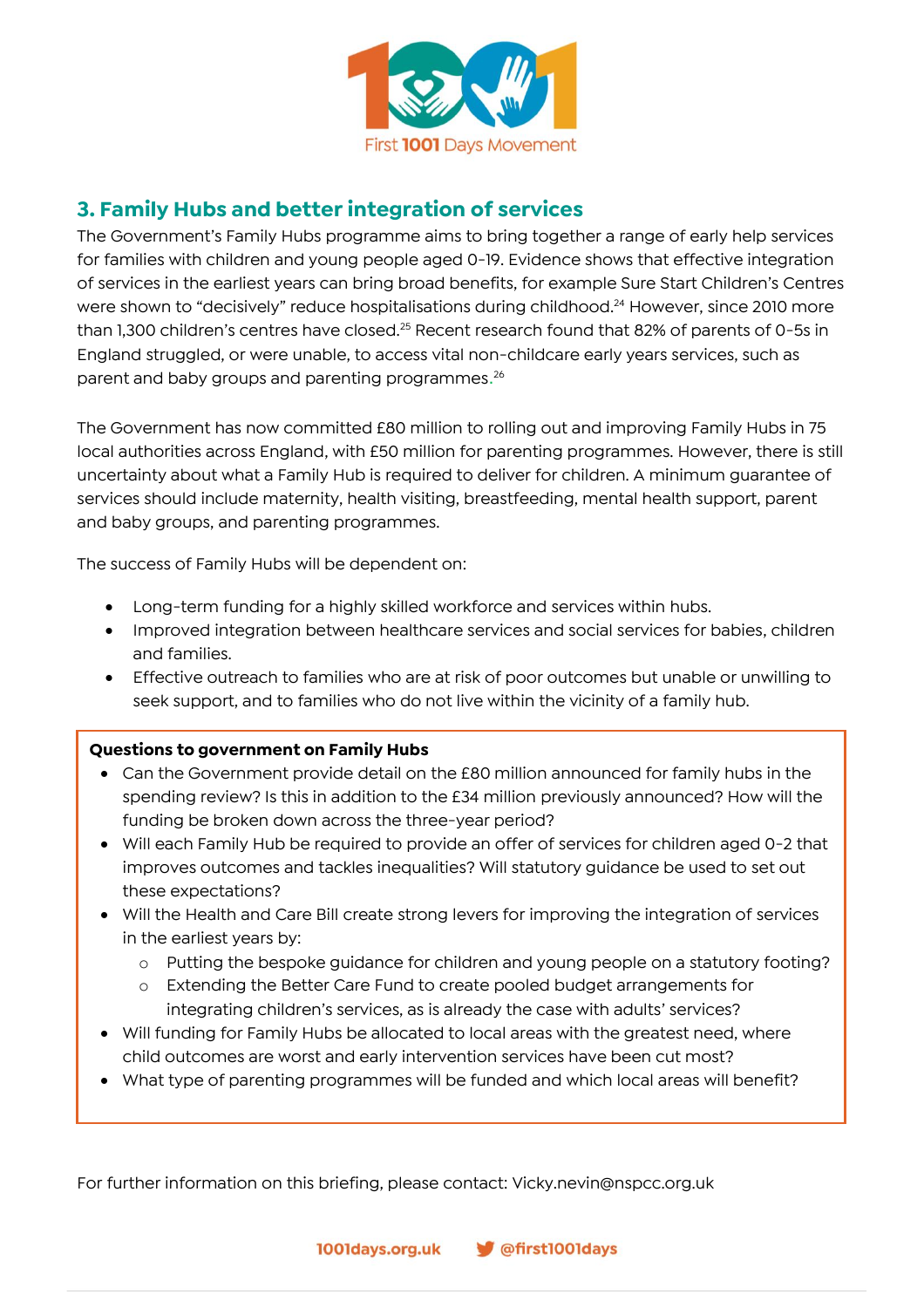## 3. Family Hubs and better integration of services

The Government's Family Hubs programme aims to bring together a range of early help services for families with children and young people aged 0-19. Evidence shows that effective integration of services in the earliest years can bring broad benefits, for example Sure Start Children's Centres were shown to "decisively" reduce hospitalisations during childhood.[24] However, since 2010 more than 1,300 children's centres have closed.[25] Recent research found that 82% of parents of 0-5s in England struggled, or were unable, to access vital non-childcare early years services, such as parent and baby groups and parenting programmes.[26]

The Government has now committed £80 million to rolling out and improving Family Hubs in 75 local authorities across England, with £50 million for parenting programmes. However, there is still uncertainty about what a Family Hub is required to deliver for children. A minimum guarantee of services should include maternity, health visiting, breastfeeding, mental health support, parent and baby groups, and parenting programmes.

The success of Family Hubs will be dependent on:

- Long-term funding for a highly skilled workforce and services within hubs.
- Improved integration between healthcare services and social services for babies, children and families.
- Effective outreach to families who are at risk of poor outcomes but unable or unwilling to seek support, and to families who do not live within the vicinity of a family hub.

**Questions to government on Family Hubs**

- Can the Government provide detail on the £80 million announced for family hubs in the spending review? Is this in addition to the £34 million previously announced? How will the funding be broken down across the three-year period?
- Will each Family Hub be required to provide an offer of services for children aged 0-2 that improves outcomes and tackles inequalities? Will statutory guidance be used to set out these expectations?
- Will the Health and Care Bill create strong levers for improving the integration of services in the earliest years by:
  - Putting the bespoke guidance for children and young people on a statutory footing?
  - Extending the Better Care Fund to create pooled budget arrangements for integrating children's services, as is already the case with adults' services?
- Will funding for Family Hubs be allocated to local areas with the greatest need, where child outcomes are worst and early intervention services have been cut most?
- What type of parenting programmes will be funded and which local areas will benefit?

For further information on this briefing, please contact: Vicky.nevin@nspcc.org.uk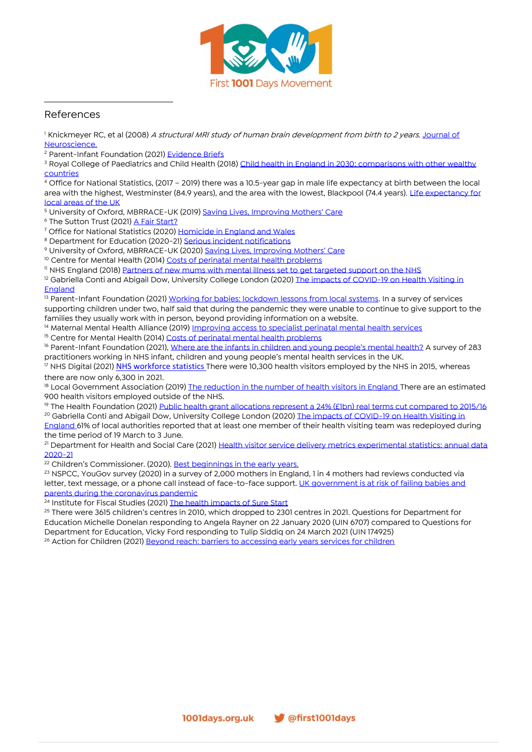## References

[1] Knickmeyer RC, et al (2008) *A structural MRI study of human brain development from birth to 2 years.* Journal of Neuroscience.
[2] Parent-Infant Foundation (2021) Evidence Briefs
[3] Royal College of Paediatrics and Child Health (2018) Child health in England in 2030: comparisons with other wealthy countries
[4] Office for National Statistics, (2017 – 2019) there was a 10.5-year gap in male life expectancy at birth between the local area with the highest, Westminster (84.9 years), and the area with the lowest, Blackpool (74.4 years). Life expectancy for local areas of the UK
[5] University of Oxford, MBRRACE-UK (2019) Saving Lives, Improving Mothers' Care
[6] The Sutton Trust (2021) A Fair Start?
[7] Office for National Statistics (2020) Homicide in England and Wales
[8] Department for Education (2020-21) Serious incident notifications
[9] University of Oxford, MBRRACE-UK (2020) Saving Lives, Improving Mothers' Care
[10] Centre for Mental Health (2014) Costs of perinatal mental health problems
[11] NHS England (2018) Partners of new mums with mental illness set to get targeted support on the NHS
[12] Gabriella Conti and Abigail Dow, University College London (2020) The impacts of COVID-19 on Health Visiting in England
[13] Parent-Infant Foundation (2021) Working for babies: lockdown lessons from local systems. In a survey of services supporting children under two, half said that during the pandemic they were unable to continue to give support to the families they usually work with in person, beyond providing information on a website.
[14] Maternal Mental Health Alliance (2019) Improving access to specialist perinatal mental health services
[15] Centre for Mental Health (2014) Costs of perinatal mental health problems
[16] Parent-Infant Foundation (2021), Where are the infants in children and young people's mental health? A survey of 283 practitioners working in NHS infant, children and young people's mental health services in the UK.
[17] NHS Digital (2021) NHS workforce statistics There were 10,300 health visitors employed by the NHS in 2015, whereas there are now only 6,300 in 2021.
[18] Local Government Association (2019) The reduction in the number of health visitors in England There are an estimated 900 health visitors employed outside of the NHS.
[19] The Health Foundation (2021) Public health grant allocations represent a 24% (£1bn) real terms cut compared to 2015/16
[20] Gabriella Conti and Abigail Dow, University College London (2020) The impacts of COVID-19 on Health Visiting in England 61% of local authorities reported that at least one member of their health visiting team was redeployed during the time period of 19 March to 3 June.
[21] Department for Health and Social Care (2021) Health visitor service delivery metrics experimental statistics: annual data 2020-21
[22] Children's Commissioner. (2020). Best beginnings in the early years.
[23] NSPCC, YouGov survey (2020) in a survey of 2,000 mothers in England, 1 in 4 mothers had reviews conducted via letter, text message, or a phone call instead of face-to-face support. UK government is at risk of failing babies and parents during the coronavirus pandemic
[24] Institute for Fiscal Studies (2021) The health impacts of Sure Start
[25] There were 3615 children's centres in 2010, which dropped to 2301 centres in 2021. Questions for Department for Education Michelle Donelan responding to Angela Rayner on 22 January 2020 (UIN 6707) compared to Questions for Department for Education, Vicky Ford responding to Tulip Siddiq on 24 March 2021 (UIN 174925)
[26] Action for Children (2021) Beyond reach: barriers to accessing early years services for children